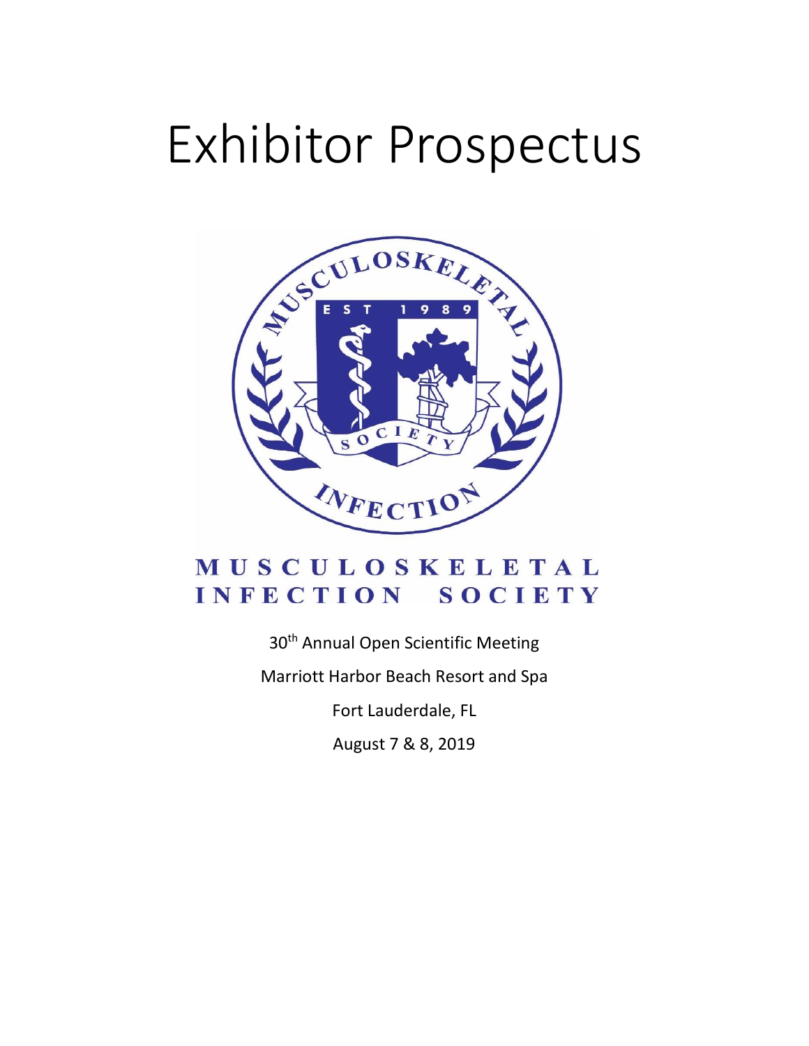# Exhibitor Prospectus

MUSCULOSKELETAL INFECTION SOCIETY

30th Annual Open Scientific Meeting

Marriott Harbor Beach Resort and Spa

Fort Lauderdale, FL

August 7 & 8, 2019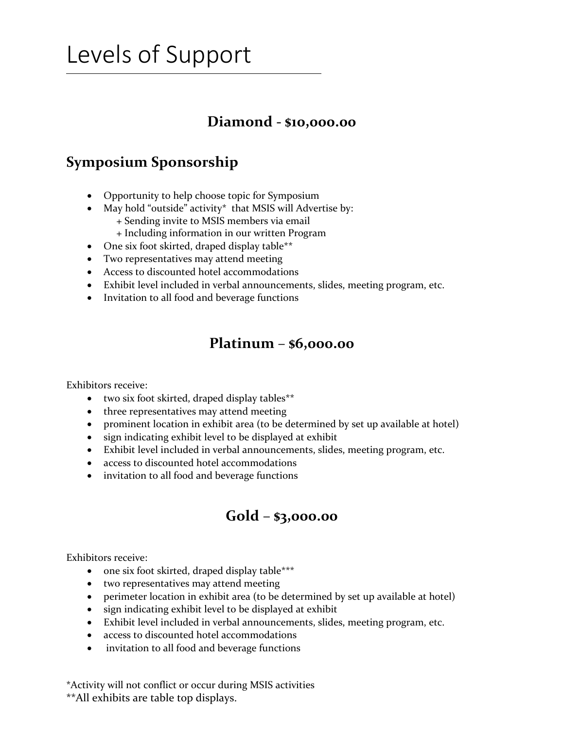# Levels of Support

## Diamond - $10,000.00

## Symposium Sponsorship

- Opportunity to help choose topic for Symposium
- May hold "outside" activity* that MSIS will Advertise by:
  - + Sending invite to MSIS members via email
  - + Including information in our written Program
- One six foot skirted, draped display table**
- Two representatives may attend meeting
- Access to discounted hotel accommodations
- Exhibit level included in verbal announcements, slides, meeting program, etc.
- Invitation to all food and beverage functions

## Platinum – $6,000.00

Exhibitors receive:

- two six foot skirted, draped display tables**
- three representatives may attend meeting
- prominent location in exhibit area (to be determined by set up available at hotel)
- sign indicating exhibit level to be displayed at exhibit
- Exhibit level included in verbal announcements, slides, meeting program, etc.
- access to discounted hotel accommodations
- invitation to all food and beverage functions

## Gold – $3,000.00

Exhibitors receive:

- one six foot skirted, draped display table***
- two representatives may attend meeting
- perimeter location in exhibit area (to be determined by set up available at hotel)
- sign indicating exhibit level to be displayed at exhibit
- Exhibit level included in verbal announcements, slides, meeting program, etc.
- access to discounted hotel accommodations
- invitation to all food and beverage functions

*Activity will not conflict or occur during MSIS activities

**All exhibits are table top displays.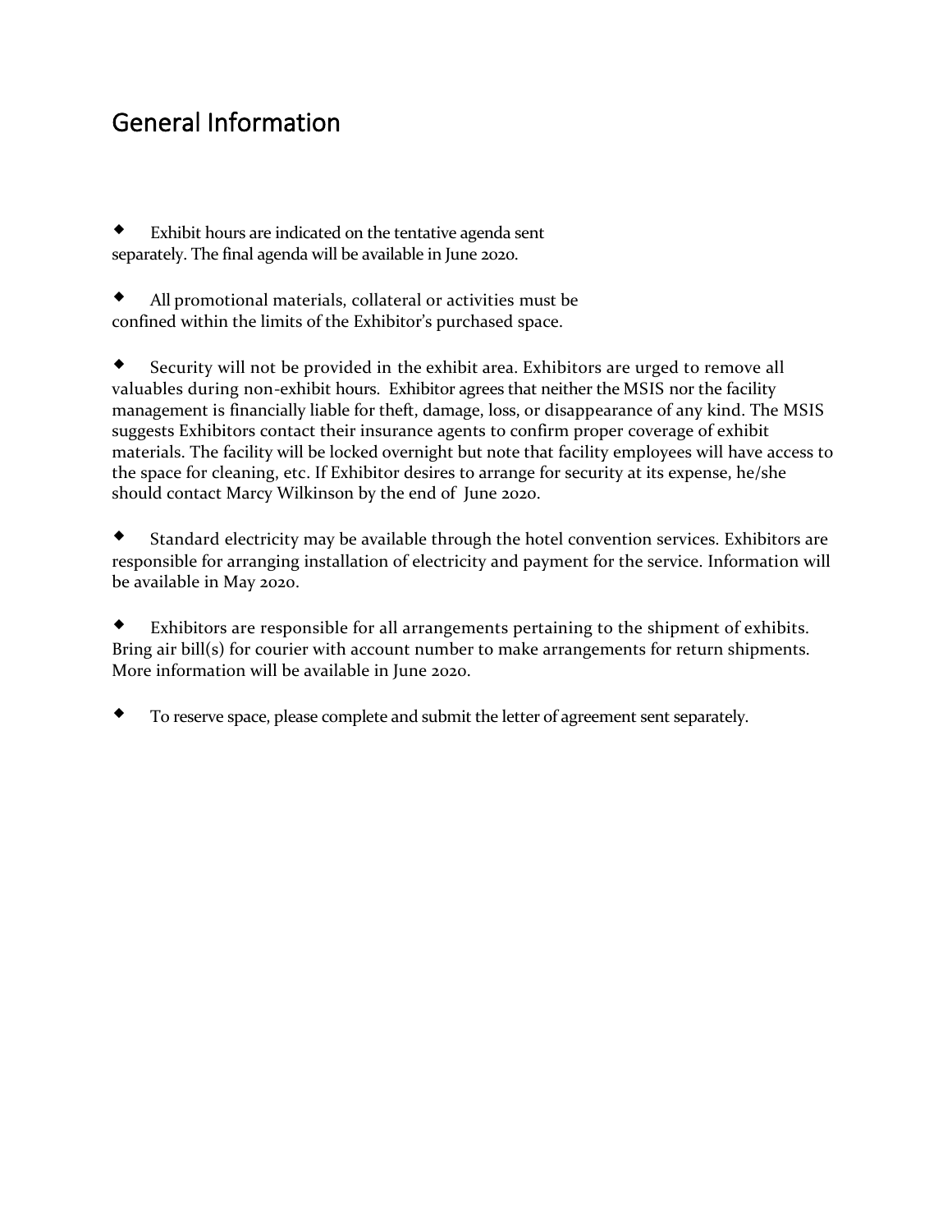# General Information

- Exhibit hours are indicated on the tentative agenda sent separately. The final agenda will be available in June 2020.

- All promotional materials, collateral or activities must be confined within the limits of the Exhibitor's purchased space.

- Security will not be provided in the exhibit area. Exhibitors are urged to remove all valuables during non-exhibit hours. Exhibitor agrees that neither the MSIS nor the facility management is financially liable for theft, damage, loss, or disappearance of any kind. The MSIS suggests Exhibitors contact their insurance agents to confirm proper coverage of exhibit materials. The facility will be locked overnight but note that facility employees will have access to the space for cleaning, etc. If Exhibitor desires to arrange for security at its expense, he/she should contact Marcy Wilkinson by the end of June 2020.

- Standard electricity may be available through the hotel convention services. Exhibitors are responsible for arranging installation of electricity and payment for the service. Information will be available in May 2020.

- Exhibitors are responsible for all arrangements pertaining to the shipment of exhibits. Bring air bill(s) for courier with account number to make arrangements for return shipments. More information will be available in June 2020.

- To reserve space, please complete and submit the letter of agreement sent separately.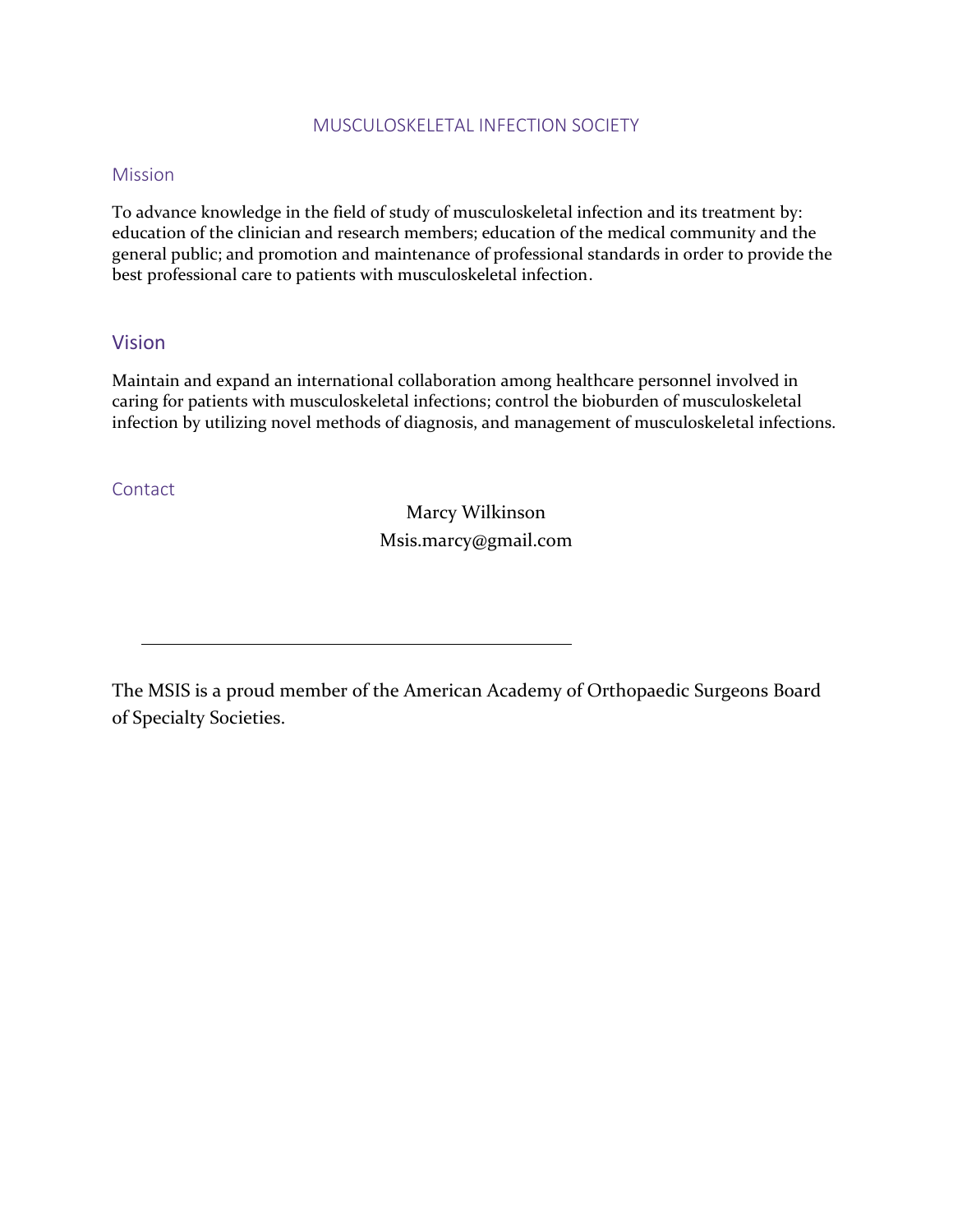# MUSCULOSKELETAL INFECTION SOCIETY

## Mission

To advance knowledge in the field of study of musculoskeletal infection and its treatment by: education of the clinician and research members; education of the medical community and the general public; and promotion and maintenance of professional standards in order to provide the best professional care to patients with musculoskeletal infection.

## Vision

Maintain and expand an international collaboration among healthcare personnel involved in caring for patients with musculoskeletal infections; control the bioburden of musculoskeletal infection by utilizing novel methods of diagnosis, and management of musculoskeletal infections.

## Contact

Marcy Wilkinson
Msis.marcy@gmail.com

---

The MSIS is a proud member of the American Academy of Orthopaedic Surgeons Board of Specialty Societies.